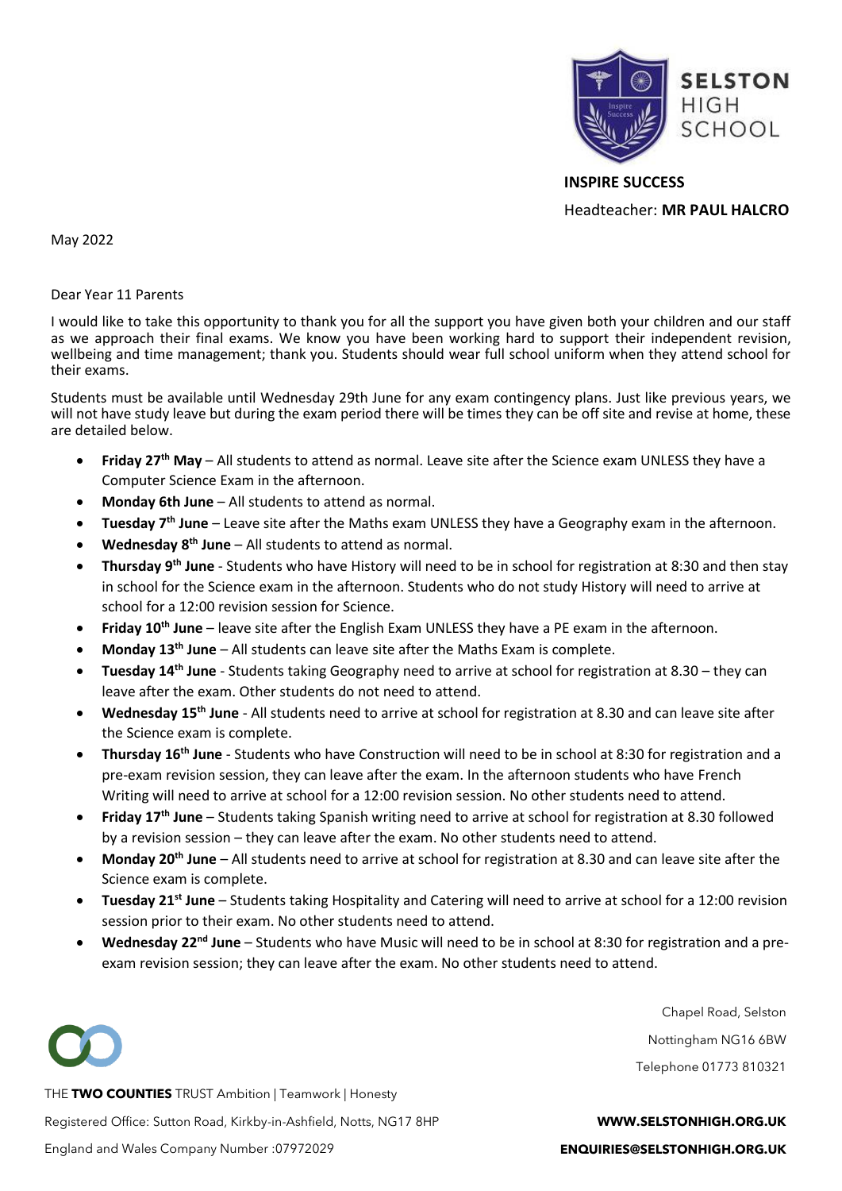**SELSTON HIGH SCHOOL**

**INSPIRE SUCCESS**

Headteacher: **MR PAUL HALCRO**

May 2022

Dear Year 11 Parents

I would like to take this opportunity to thank you for all the support you have given both your children and our staff as we approach their final exams. We know you have been working hard to support their independent revision, wellbeing and time management; thank you. Students should wear full school uniform when they attend school for their exams.

Students must be available until Wednesday 29th June for any exam contingency plans. Just like previous years, we will not have study leave but during the exam period there will be times they can be off site and revise at home, these are detailed below.

- **Friday 27th May** – All students to attend as normal. Leave site after the Science exam UNLESS they have a Computer Science Exam in the afternoon.
- **Monday 6th June** – All students to attend as normal.
- **Tuesday 7th June** – Leave site after the Maths exam UNLESS they have a Geography exam in the afternoon.
- **Wednesday 8th June** – All students to attend as normal.
- **Thursday 9th June** - Students who have History will need to be in school for registration at 8:30 and then stay in school for the Science exam in the afternoon. Students who do not study History will need to arrive at school for a 12:00 revision session for Science.
- **Friday 10th June** – leave site after the English Exam UNLESS they have a PE exam in the afternoon.
- **Monday 13th June** – All students can leave site after the Maths Exam is complete.
- **Tuesday 14th June** - Students taking Geography need to arrive at school for registration at 8.30 – they can leave after the exam. Other students do not need to attend.
- **Wednesday 15th June** - All students need to arrive at school for registration at 8.30 and can leave site after the Science exam is complete.
- **Thursday 16th June** - Students who have Construction will need to be in school at 8:30 for registration and a pre-exam revision session, they can leave after the exam. In the afternoon students who have French Writing will need to arrive at school for a 12:00 revision session. No other students need to attend.
- **Friday 17th June** – Students taking Spanish writing need to arrive at school for registration at 8.30 followed by a revision session – they can leave after the exam. No other students need to attend.
- **Monday 20th June** – All students need to arrive at school for registration at 8.30 and can leave site after the Science exam is complete.
- **Tuesday 21st June** – Students taking Hospitality and Catering will need to arrive at school for a 12:00 revision session prior to their exam. No other students need to attend.
- **Wednesday 22nd June** – Students who have Music will need to be in school at 8:30 for registration and a pre-exam revision session; they can leave after the exam. No other students need to attend.

Chapel Road, Selston
Nottingham NG16 6BW
Telephone 01773 810321

THE **TWO COUNTIES** TRUST Ambition | Teamwork | Honesty
Registered Office: Sutton Road, Kirkby-in-Ashfield, Notts, NG17 8HP
England and Wales Company Number :07972029

**WWW.SELSTONHIGH.ORG.UK**
**ENQUIRIES@SELSTONHIGH.ORG.UK**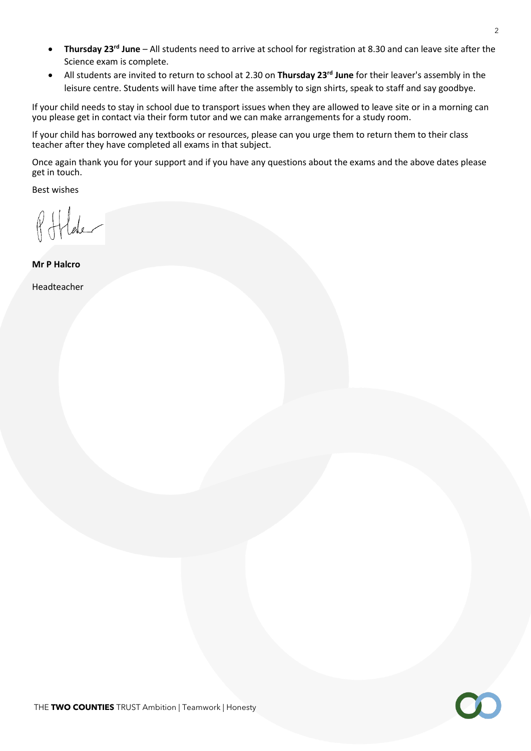- **Thursday 23rd June** – All students need to arrive at school for registration at 8.30 and can leave site after the Science exam is complete.
- All students are invited to return to school at 2.30 on **Thursday 23rd June** for their leaver's assembly in the leisure centre. Students will have time after the assembly to sign shirts, speak to staff and say goodbye.

If your child needs to stay in school due to transport issues when they are allowed to leave site or in a morning can you please get in contact via their form tutor and we can make arrangements for a study room.

If your child has borrowed any textbooks or resources, please can you urge them to return them to their class teacher after they have completed all exams in that subject.

Once again thank you for your support and if you have any questions about the exams and the above dates please get in touch.

Best wishes

**Mr P Halcro**

Headteacher